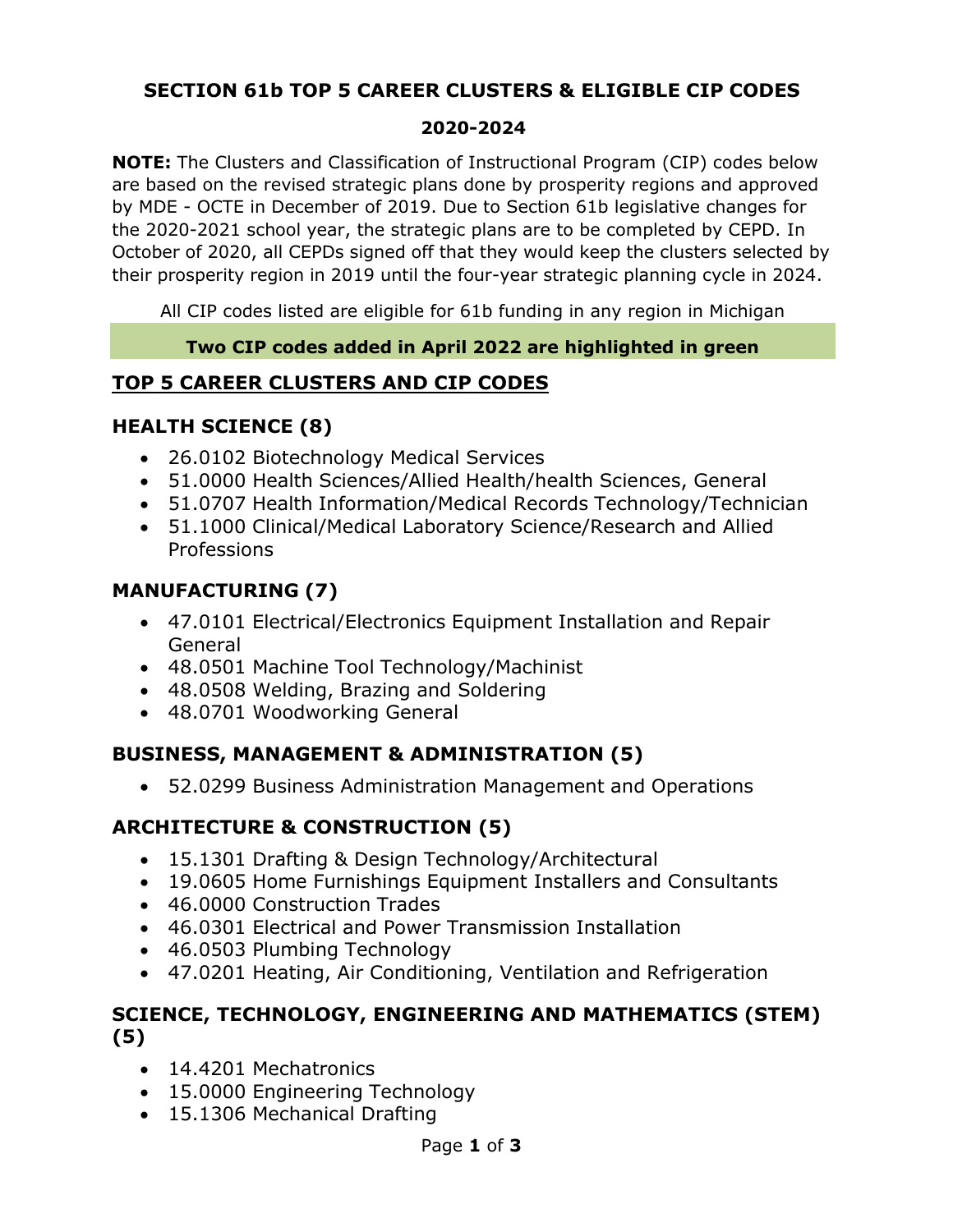# SECTION 61b TOP 5 CAREER CLUSTERS & ELIGIBLE CIP CODES

## 2020-2024

**NOTE:** The Clusters and Classification of Instructional Program (CIP) codes below are based on the revised strategic plans done by prosperity regions and approved by MDE - OCTE in December of 2019. Due to Section 61b legislative changes for the 2020-2021 school year, the strategic plans are to be completed by CEPD. In October of 2020, all CEPDs signed off that they would keep the clusters selected by their prosperity region in 2019 until the four-year strategic planning cycle in 2024.

All CIP codes listed are eligible for 61b funding in any region in Michigan

**Two CIP codes added in April 2022 are highlighted in green**

## TOP 5 CAREER CLUSTERS AND CIP CODES

### HEALTH SCIENCE (8)

- 26.0102 Biotechnology Medical Services
- 51.0000 Health Sciences/Allied Health/health Sciences, General
- 51.0707 Health Information/Medical Records Technology/Technician
- 51.1000 Clinical/Medical Laboratory Science/Research and Allied Professions

### MANUFACTURING (7)

- 47.0101 Electrical/Electronics Equipment Installation and Repair General
- 48.0501 Machine Tool Technology/Machinist
- 48.0508 Welding, Brazing and Soldering
- 48.0701 Woodworking General

### BUSINESS, MANAGEMENT & ADMINISTRATION (5)

- 52.0299 Business Administration Management and Operations

### ARCHITECTURE & CONSTRUCTION (5)

- 15.1301 Drafting & Design Technology/Architectural
- 19.0605 Home Furnishings Equipment Installers and Consultants
- 46.0000 Construction Trades
- 46.0301 Electrical and Power Transmission Installation
- 46.0503 Plumbing Technology
- 47.0201 Heating, Air Conditioning, Ventilation and Refrigeration

### SCIENCE, TECHNOLOGY, ENGINEERING AND MATHEMATICS (STEM) (5)

- 14.4201 Mechatronics
- 15.0000 Engineering Technology
- 15.1306 Mechanical Drafting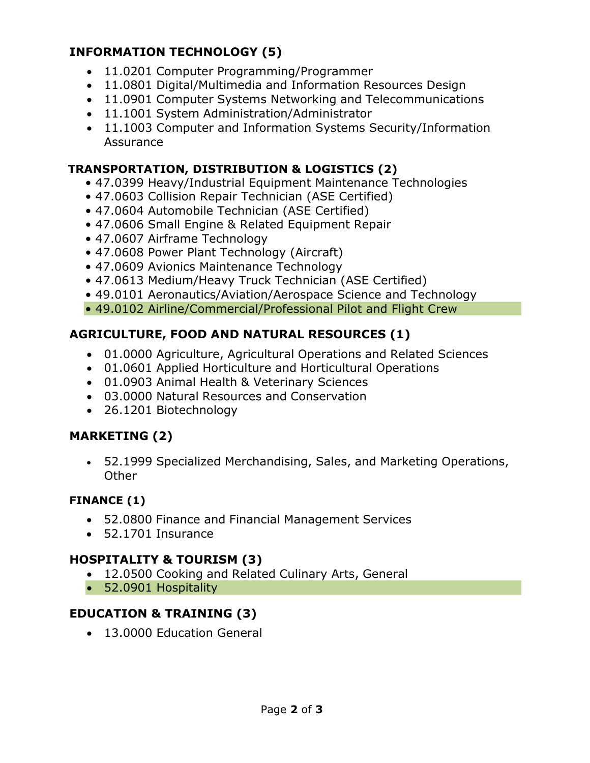### INFORMATION TECHNOLOGY (5)

- 11.0201 Computer Programming/Programmer
- 11.0801 Digital/Multimedia and Information Resources Design
- 11.0901 Computer Systems Networking and Telecommunications
- 11.1001 System Administration/Administrator
- 11.1003 Computer and Information Systems Security/Information Assurance

### TRANSPORTATION, DISTRIBUTION & LOGISTICS (2)

- 47.0399 Heavy/Industrial Equipment Maintenance Technologies
- 47.0603 Collision Repair Technician (ASE Certified)
- 47.0604 Automobile Technician (ASE Certified)
- 47.0606 Small Engine & Related Equipment Repair
- 47.0607 Airframe Technology
- 47.0608 Power Plant Technology (Aircraft)
- 47.0609 Avionics Maintenance Technology
- 47.0613 Medium/Heavy Truck Technician (ASE Certified)
- 49.0101 Aeronautics/Aviation/Aerospace Science and Technology
- 49.0102 Airline/Commercial/Professional Pilot and Flight Crew

### AGRICULTURE, FOOD AND NATURAL RESOURCES (1)

- 01.0000 Agriculture, Agricultural Operations and Related Sciences
- 01.0601 Applied Horticulture and Horticultural Operations
- 01.0903 Animal Health & Veterinary Sciences
- 03.0000 Natural Resources and Conservation
- 26.1201 Biotechnology

### MARKETING (2)

- 52.1999 Specialized Merchandising, Sales, and Marketing Operations, Other

### FINANCE (1)

- 52.0800 Finance and Financial Management Services
- 52.1701 Insurance

### HOSPITALITY & TOURISM (3)

- 12.0500 Cooking and Related Culinary Arts, General
- 52.0901 Hospitality

### EDUCATION & TRAINING (3)

- 13.0000 Education General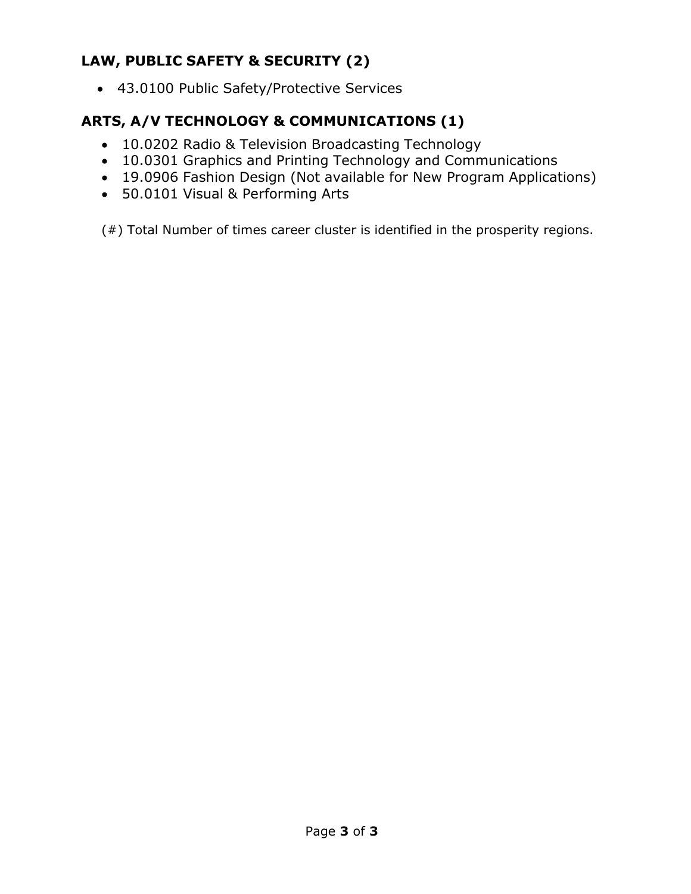### **LAW, PUBLIC SAFETY & SECURITY (2)**

- 43.0100 Public Safety/Protective Services

### **ARTS, A/V TECHNOLOGY & COMMUNICATIONS (1)**

- 10.0202 Radio & Television Broadcasting Technology
- 10.0301 Graphics and Printing Technology and Communications
- 19.0906 Fashion Design (Not available for New Program Applications)
- 50.0101 Visual & Performing Arts

(#) Total Number of times career cluster is identified in the prosperity regions.